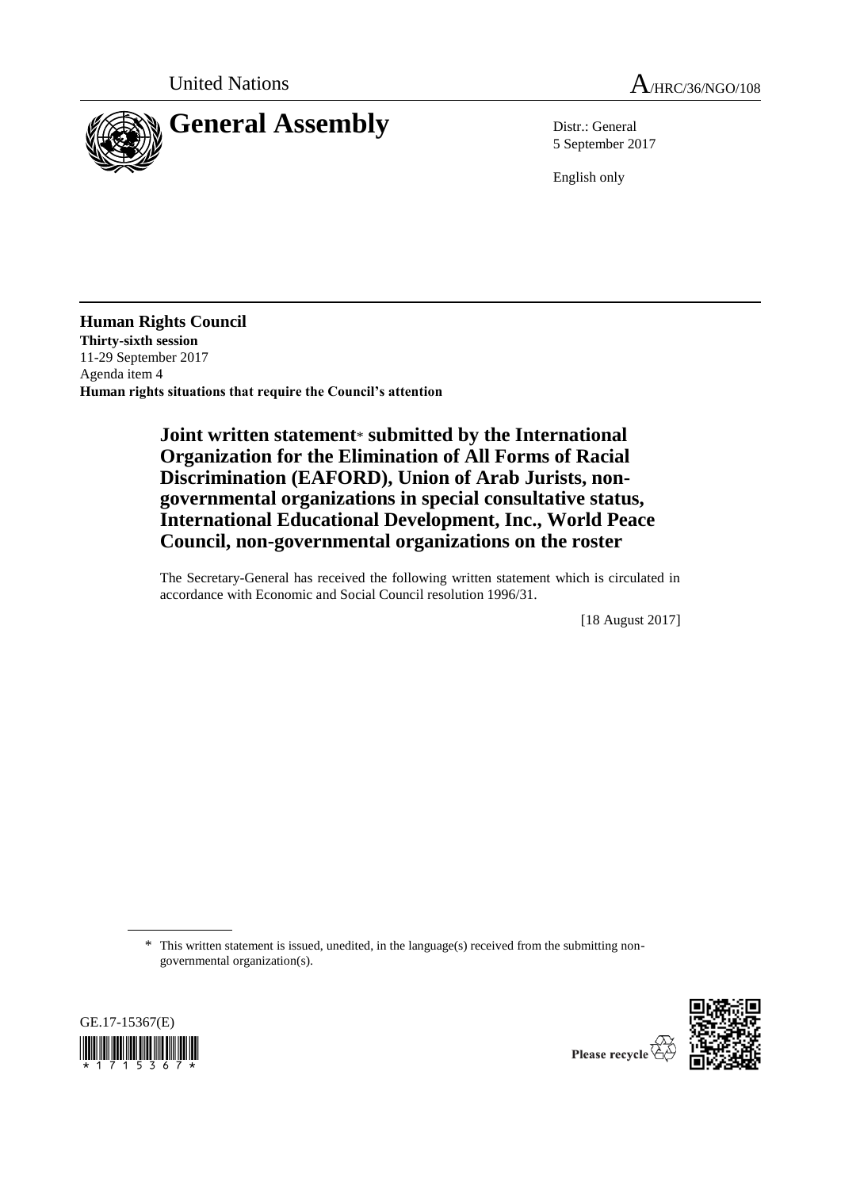United Nations

A/HRC/36/NGO/108

# General Assembly

Distr.: General
5 September 2017

English only

**Human Rights Council**
**Thirty-sixth session**
11-29 September 2017
Agenda item 4
**Human rights situations that require the Council's attention**

## Joint written statement* submitted by the International Organization for the Elimination of All Forms of Racial Discrimination (EAFORD), Union of Arab Jurists, non-governmental organizations in special consultative status, International Educational Development, Inc., World Peace Council, non-governmental organizations on the roster

The Secretary-General has received the following written statement which is circulated in accordance with Economic and Social Council resolution 1996/31.

[18 August 2017]

\* This written statement is issued, unedited, in the language(s) received from the submitting non-governmental organization(s).

GE.17-15367(E)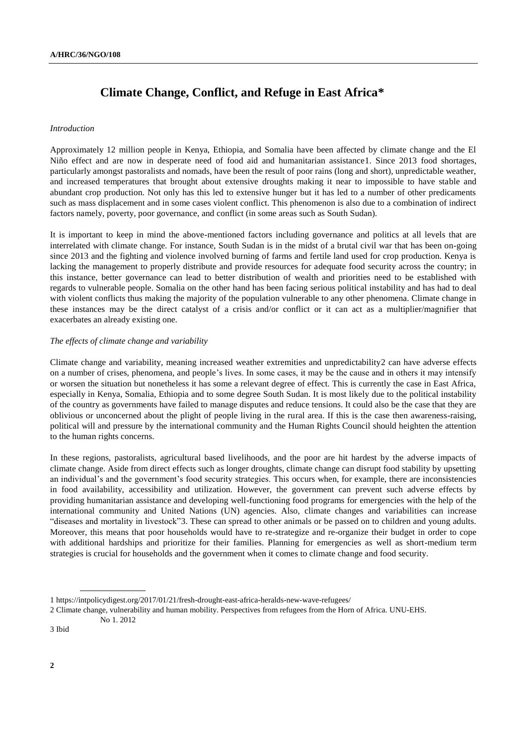# Climate Change, Conflict, and Refuge in East Africa*

*Introduction*

Approximately 12 million people in Kenya, Ethiopia, and Somalia have been affected by climate change and the El Niño effect and are now in desperate need of food aid and humanitarian assistance[1]. Since 2013 food shortages, particularly amongst pastoralists and nomads, have been the result of poor rains (long and short), unpredictable weather, and increased temperatures that brought about extensive droughts making it near to impossible to have stable and abundant crop production. Not only has this led to extensive hunger but it has led to a number of other predicaments such as mass displacement and in some cases violent conflict. This phenomenon is also due to a combination of indirect factors namely, poverty, poor governance, and conflict (in some areas such as South Sudan).

It is important to keep in mind the above-mentioned factors including governance and politics at all levels that are interrelated with climate change. For instance, South Sudan is in the midst of a brutal civil war that has been on-going since 2013 and the fighting and violence involved burning of farms and fertile land used for crop production. Kenya is lacking the management to properly distribute and provide resources for adequate food security across the country; in this instance, better governance can lead to better distribution of wealth and priorities need to be established with regards to vulnerable people. Somalia on the other hand has been facing serious political instability and has had to deal with violent conflicts thus making the majority of the population vulnerable to any other phenomena. Climate change in these instances may be the direct catalyst of a crisis and/or conflict or it can act as a multiplier/magnifier that exacerbates an already existing one.

*The effects of climate change and variability*

Climate change and variability, meaning increased weather extremities and unpredictability[2] can have adverse effects on a number of crises, phenomena, and people's lives. In some cases, it may be the cause and in others it may intensify or worsen the situation but nonetheless it has some a relevant degree of effect. This is currently the case in East Africa, especially in Kenya, Somalia, Ethiopia and to some degree South Sudan. It is most likely due to the political instability of the country as governments have failed to manage disputes and reduce tensions. It could also be the case that they are oblivious or unconcerned about the plight of people living in the rural area. If this is the case then awareness-raising, political will and pressure by the international community and the Human Rights Council should heighten the attention to the human rights concerns.

In these regions, pastoralists, agricultural based livelihoods, and the poor are hit hardest by the adverse impacts of climate change. Aside from direct effects such as longer droughts, climate change can disrupt food stability by upsetting an individual's and the government's food security strategies. This occurs when, for example, there are inconsistencies in food availability, accessibility and utilization. However, the government can prevent such adverse effects by providing humanitarian assistance and developing well-functioning food programs for emergencies with the help of the international community and United Nations (UN) agencies. Also, climate changes and variabilities can increase "diseases and mortality in livestock"[3]. These can spread to other animals or be passed on to children and young adults. Moreover, this means that poor households would have to re-strategize and re-organize their budget in order to cope with additional hardships and prioritize for their families. Planning for emergencies as well as short-medium term strategies is crucial for households and the government when it comes to climate change and food security.

---

1 https://intpolicydigest.org/2017/01/21/fresh-drought-east-africa-heralds-new-wave-refugees/

2 Climate change, vulnerability and human mobility. Perspectives from refugees from the Horn of Africa. UNU-EHS. No 1. 2012

3 Ibid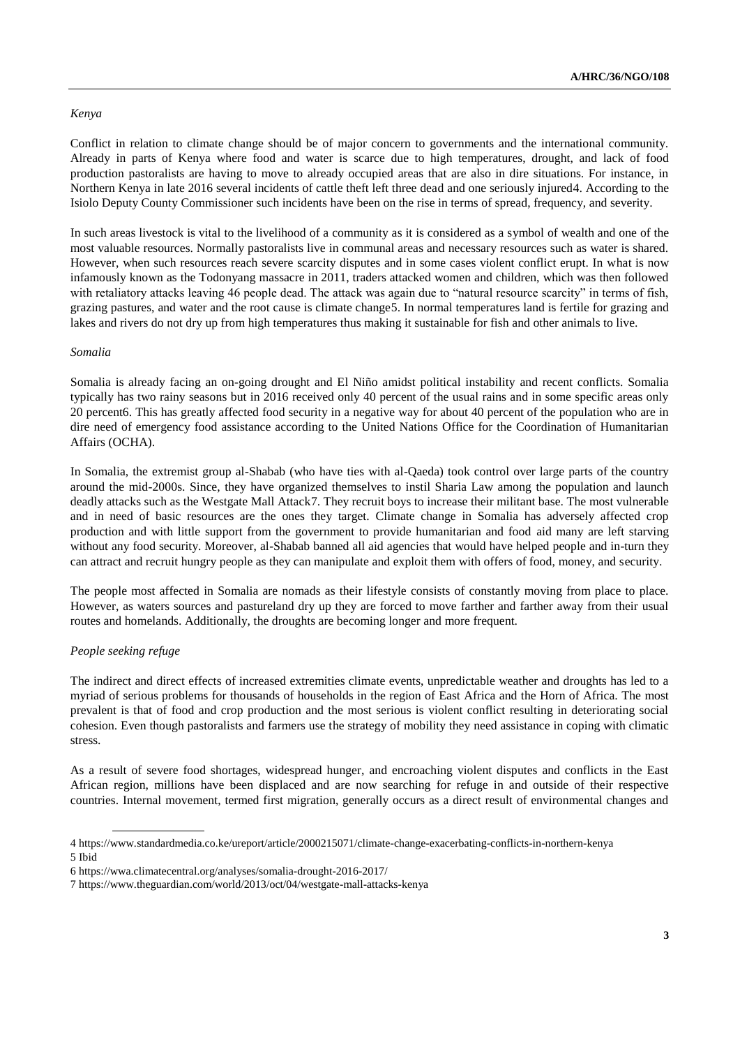*Kenya*

Conflict in relation to climate change should be of major concern to governments and the international community. Already in parts of Kenya where food and water is scarce due to high temperatures, drought, and lack of food production pastoralists are having to move to already occupied areas that are also in dire situations. For instance, in Northern Kenya in late 2016 several incidents of cattle theft left three dead and one seriously injured[4]. According to the Isiolo Deputy County Commissioner such incidents have been on the rise in terms of spread, frequency, and severity.

In such areas livestock is vital to the livelihood of a community as it is considered as a symbol of wealth and one of the most valuable resources. Normally pastoralists live in communal areas and necessary resources such as water is shared. However, when such resources reach severe scarcity disputes and in some cases violent conflict erupt. In what is now infamously known as the Todonyang massacre in 2011, traders attacked women and children, which was then followed with retaliatory attacks leaving 46 people dead. The attack was again due to "natural resource scarcity" in terms of fish, grazing pastures, and water and the root cause is climate change[5]. In normal temperatures land is fertile for grazing and lakes and rivers do not dry up from high temperatures thus making it sustainable for fish and other animals to live.

*Somalia*

Somalia is already facing an on-going drought and El Niño amidst political instability and recent conflicts. Somalia typically has two rainy seasons but in 2016 received only 40 percent of the usual rains and in some specific areas only 20 percent[6]. This has greatly affected food security in a negative way for about 40 percent of the population who are in dire need of emergency food assistance according to the United Nations Office for the Coordination of Humanitarian Affairs (OCHA).

In Somalia, the extremist group al-Shabab (who have ties with al-Qaeda) took control over large parts of the country around the mid-2000s. Since, they have organized themselves to instil Sharia Law among the population and launch deadly attacks such as the Westgate Mall Attack[7]. They recruit boys to increase their militant base. The most vulnerable and in need of basic resources are the ones they target. Climate change in Somalia has adversely affected crop production and with little support from the government to provide humanitarian and food aid many are left starving without any food security. Moreover, al-Shabab banned all aid agencies that would have helped people and in-turn they can attract and recruit hungry people as they can manipulate and exploit them with offers of food, money, and security.

The people most affected in Somalia are nomads as their lifestyle consists of constantly moving from place to place. However, as waters sources and pastureland dry up they are forced to move farther and farther away from their usual routes and homelands. Additionally, the droughts are becoming longer and more frequent.

*People seeking refuge*

The indirect and direct effects of increased extremities climate events, unpredictable weather and droughts has led to a myriad of serious problems for thousands of households in the region of East Africa and the Horn of Africa. The most prevalent is that of food and crop production and the most serious is violent conflict resulting in deteriorating social cohesion. Even though pastoralists and farmers use the strategy of mobility they need assistance in coping with climatic stress.

As a result of severe food shortages, widespread hunger, and encroaching violent disputes and conflicts in the East African region, millions have been displaced and are now searching for refuge in and outside of their respective countries. Internal movement, termed first migration, generally occurs as a direct result of environmental changes and

---

4 https://www.standardmedia.co.ke/ureport/article/2000215071/climate-change-exacerbating-conflicts-in-northern-kenya

5 Ibid

6 https://wwa.climatecentral.org/analyses/somalia-drought-2016-2017/

7 https://www.theguardian.com/world/2013/oct/04/westgate-mall-attacks-kenya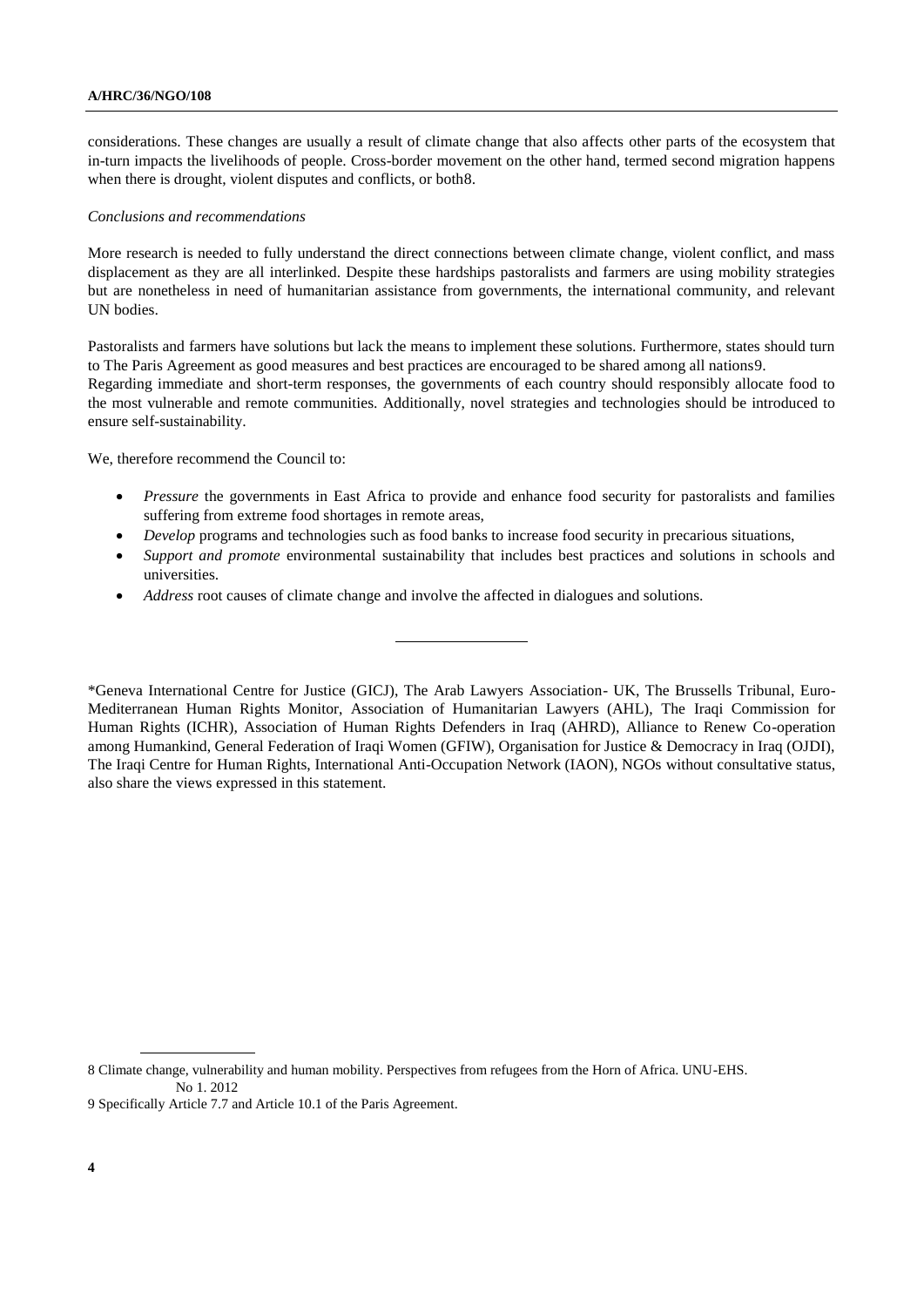considerations. These changes are usually a result of climate change that also affects other parts of the ecosystem that in-turn impacts the livelihoods of people. Cross-border movement on the other hand, termed second migration happens when there is drought, violent disputes and conflicts, or both[8].

*Conclusions and recommendations*

More research is needed to fully understand the direct connections between climate change, violent conflict, and mass displacement as they are all interlinked. Despite these hardships pastoralists and farmers are using mobility strategies but are nonetheless in need of humanitarian assistance from governments, the international community, and relevant UN bodies.

Pastoralists and farmers have solutions but lack the means to implement these solutions. Furthermore, states should turn to The Paris Agreement as good measures and best practices are encouraged to be shared among all nations[9].

Regarding immediate and short-term responses, the governments of each country should responsibly allocate food to the most vulnerable and remote communities. Additionally, novel strategies and technologies should be introduced to ensure self-sustainability.

We, therefore recommend the Council to:

- *Pressure* the governments in East Africa to provide and enhance food security for pastoralists and families suffering from extreme food shortages in remote areas,
- *Develop* programs and technologies such as food banks to increase food security in precarious situations,
- *Support and promote* environmental sustainability that includes best practices and solutions in schools and universities.
- *Address* root causes of climate change and involve the affected in dialogues and solutions.

---

*Geneva International Centre for Justice (GICJ), The Arab Lawyers Association- UK, The Brussells Tribunal, Euro-Mediterranean Human Rights Monitor, Association of Humanitarian Lawyers (AHL), The Iraqi Commission for Human Rights (ICHR), Association of Human Rights Defenders in Iraq (AHRD), Alliance to Renew Co-operation among Humankind, General Federation of Iraqi Women (GFIW), Organisation for Justice & Democracy in Iraq (OJDI), The Iraqi Centre for Human Rights, International Anti-Occupation Network (IAON), NGOs without consultative status, also share the views expressed in this statement.

---

8 Climate change, vulnerability and human mobility. Perspectives from refugees from the Horn of Africa. UNU-EHS. No 1. 2012

9 Specifically Article 7.7 and Article 10.1 of the Paris Agreement.